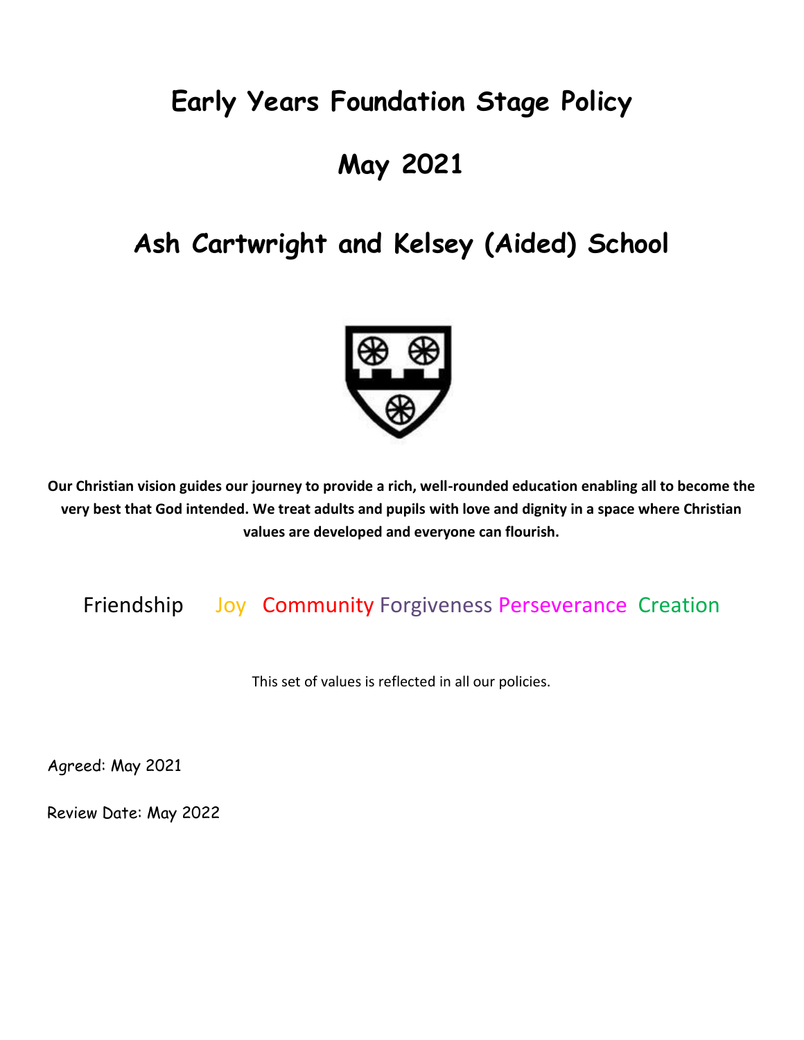# Early Years Foundation Stage Policy

# May 2021

# Ash Cartwright and Kelsey (Aided) School

**Our Christian vision guides our journey to provide a rich, well-rounded education enabling all to become the very best that God intended. We treat adults and pupils with love and dignity in a space where Christian values are developed and everyone can flourish.**

Friendship Joy Community Forgiveness Perseverance Creation

This set of values is reflected in all our policies.

Agreed: May 2021

Review Date: May 2022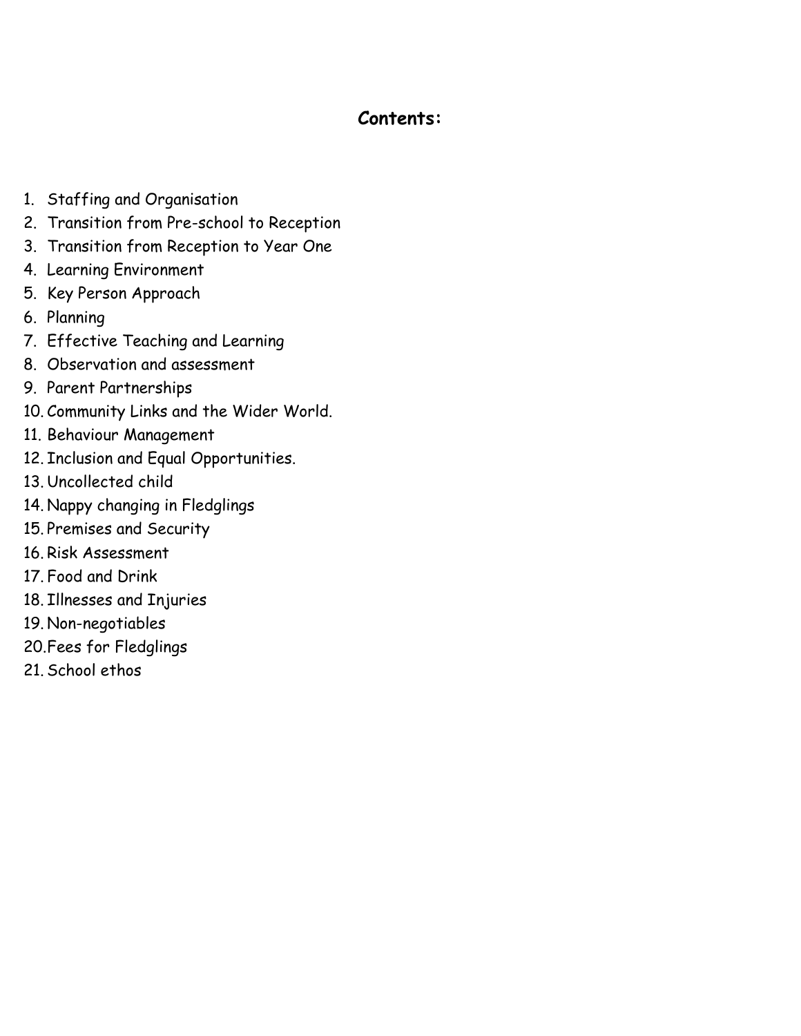## Contents:

1. Staffing and Organisation
2. Transition from Pre-school to Reception
3. Transition from Reception to Year One
4. Learning Environment
5. Key Person Approach
6. Planning
7. Effective Teaching and Learning
8. Observation and assessment
9. Parent Partnerships
10. Community Links and the Wider World.
11. Behaviour Management
12. Inclusion and Equal Opportunities.
13. Uncollected child
14. Nappy changing in Fledglings
15. Premises and Security
16. Risk Assessment
17. Food and Drink
18. Illnesses and Injuries
19. Non-negotiables
20. Fees for Fledglings
21. School ethos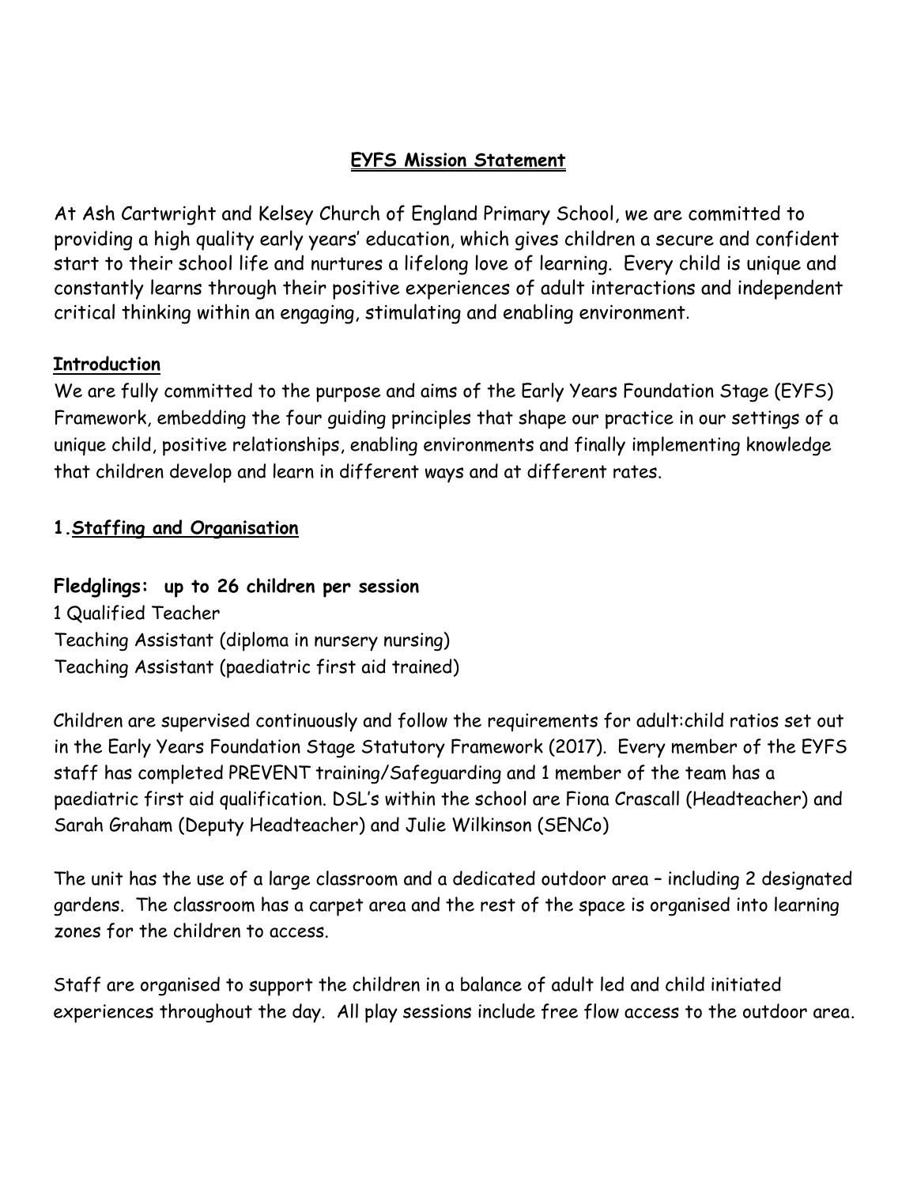## EYFS Mission Statement

At Ash Cartwright and Kelsey Church of England Primary School, we are committed to providing a high quality early years' education, which gives children a secure and confident start to their school life and nurtures a lifelong love of learning. Every child is unique and constantly learns through their positive experiences of adult interactions and independent critical thinking within an engaging, stimulating and enabling environment.

### Introduction

We are fully committed to the purpose and aims of the Early Years Foundation Stage (EYFS) Framework, embedding the four guiding principles that shape our practice in our settings of a unique child, positive relationships, enabling environments and finally implementing knowledge that children develop and learn in different ways and at different rates.

### 1. Staffing and Organisation

**Fledglings: up to 26 children per session**

1 Qualified Teacher
Teaching Assistant (diploma in nursery nursing)
Teaching Assistant (paediatric first aid trained)

Children are supervised continuously and follow the requirements for adult:child ratios set out in the Early Years Foundation Stage Statutory Framework (2017). Every member of the EYFS staff has completed PREVENT training/Safeguarding and 1 member of the team has a paediatric first aid qualification. DSL's within the school are Fiona Crascall (Headteacher) and Sarah Graham (Deputy Headteacher) and Julie Wilkinson (SENCo)

The unit has the use of a large classroom and a dedicated outdoor area – including 2 designated gardens. The classroom has a carpet area and the rest of the space is organised into learning zones for the children to access.

Staff are organised to support the children in a balance of adult led and child initiated experiences throughout the day. All play sessions include free flow access to the outdoor area.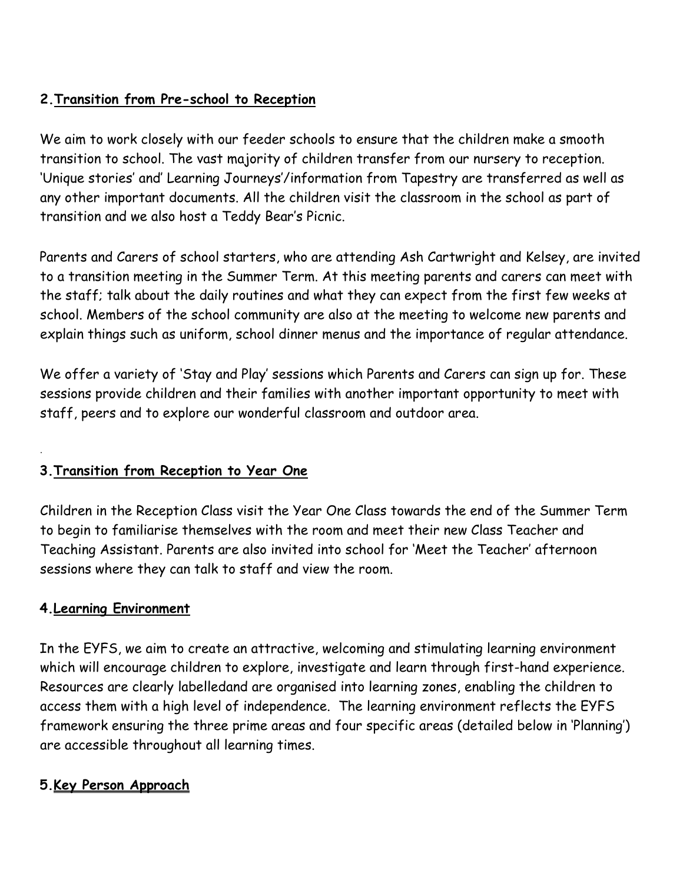## 2. Transition from Pre-school to Reception

We aim to work closely with our feeder schools to ensure that the children make a smooth transition to school. The vast majority of children transfer from our nursery to reception. 'Unique stories' and' Learning Journeys'/information from Tapestry are transferred as well as any other important documents. All the children visit the classroom in the school as part of transition and we also host a Teddy Bear's Picnic.

Parents and Carers of school starters, who are attending Ash Cartwright and Kelsey, are invited to a transition meeting in the Summer Term. At this meeting parents and carers can meet with the staff; talk about the daily routines and what they can expect from the first few weeks at school. Members of the school community are also at the meeting to welcome new parents and explain things such as uniform, school dinner menus and the importance of regular attendance.

We offer a variety of 'Stay and Play' sessions which Parents and Carers can sign up for. These sessions provide children and their families with another important opportunity to meet with staff, peers and to explore our wonderful classroom and outdoor area.

## 3. Transition from Reception to Year One

Children in the Reception Class visit the Year One Class towards the end of the Summer Term to begin to familiarise themselves with the room and meet their new Class Teacher and Teaching Assistant. Parents are also invited into school for 'Meet the Teacher' afternoon sessions where they can talk to staff and view the room.

## 4. Learning Environment

In the EYFS, we aim to create an attractive, welcoming and stimulating learning environment which will encourage children to explore, investigate and learn through first-hand experience. Resources are clearly labelledand are organised into learning zones, enabling the children to access them with a high level of independence. The learning environment reflects the EYFS framework ensuring the three prime areas and four specific areas (detailed below in 'Planning') are accessible throughout all learning times.

## 5. Key Person Approach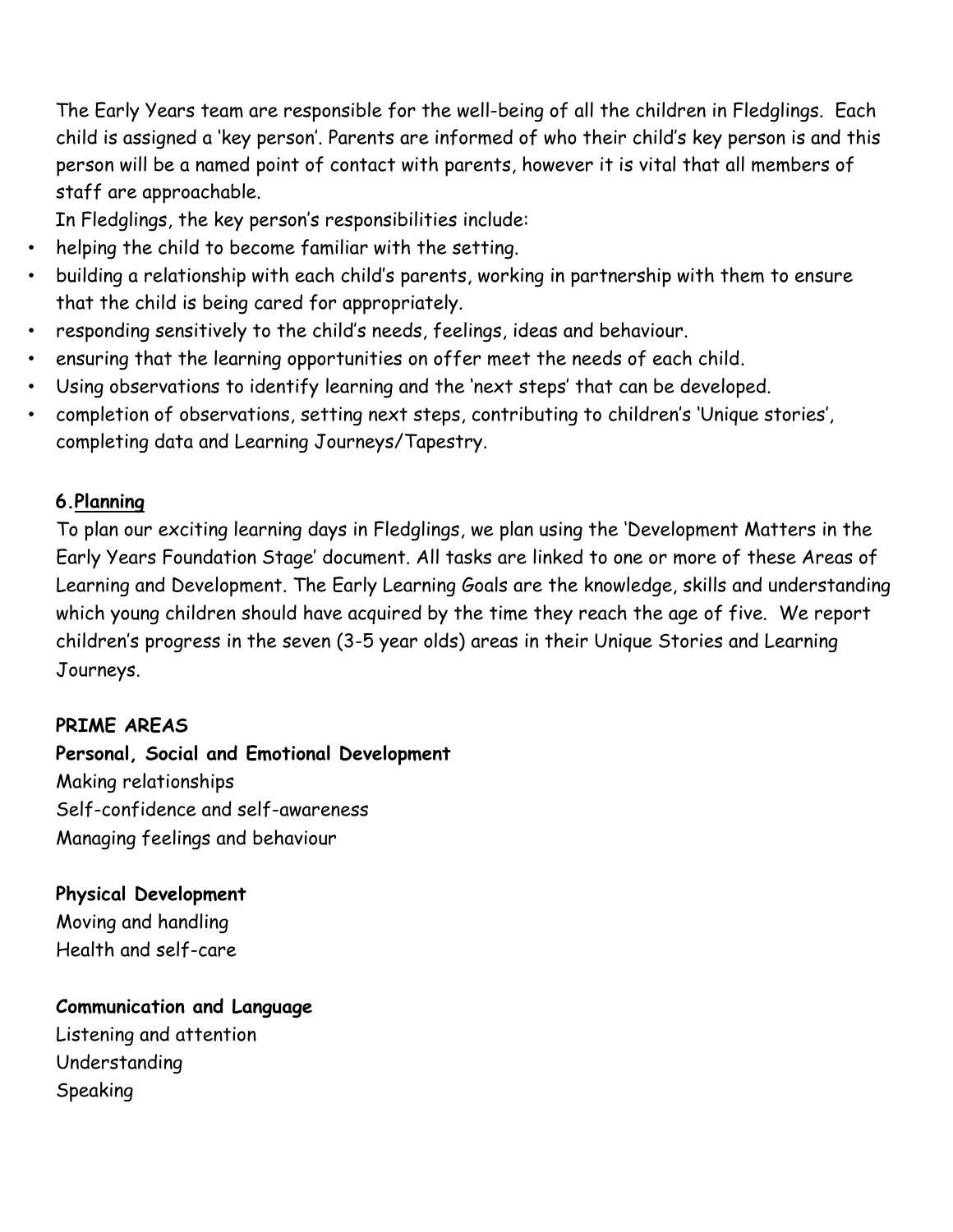The Early Years team are responsible for the well-being of all the children in Fledglings. Each child is assigned a 'key person'. Parents are informed of who their child's key person is and this person will be a named point of contact with parents, however it is vital that all members of staff are approachable.

In Fledglings, the key person's responsibilities include:

- helping the child to become familiar with the setting.
- building a relationship with each child's parents, working in partnership with them to ensure that the child is being cared for appropriately.
- responding sensitively to the child's needs, feelings, ideas and behaviour.
- ensuring that the learning opportunities on offer meet the needs of each child.
- Using observations to identify learning and the 'next steps' that can be developed.
- completion of observations, setting next steps, contributing to children's 'Unique stories', completing data and Learning Journeys/Tapestry.

## 6. Planning

To plan our exciting learning days in Fledglings, we plan using the 'Development Matters in the Early Years Foundation Stage' document. All tasks are linked to one or more of these Areas of Learning and Development. The Early Learning Goals are the knowledge, skills and understanding which young children should have acquired by the time they reach the age of five. We report children's progress in the seven (3-5 year olds) areas in their Unique Stories and Learning Journeys.

**PRIME AREAS**

**Personal, Social and Emotional Development**
Making relationships
Self-confidence and self-awareness
Managing feelings and behaviour

**Physical Development**
Moving and handling
Health and self-care

**Communication and Language**
Listening and attention
Understanding
Speaking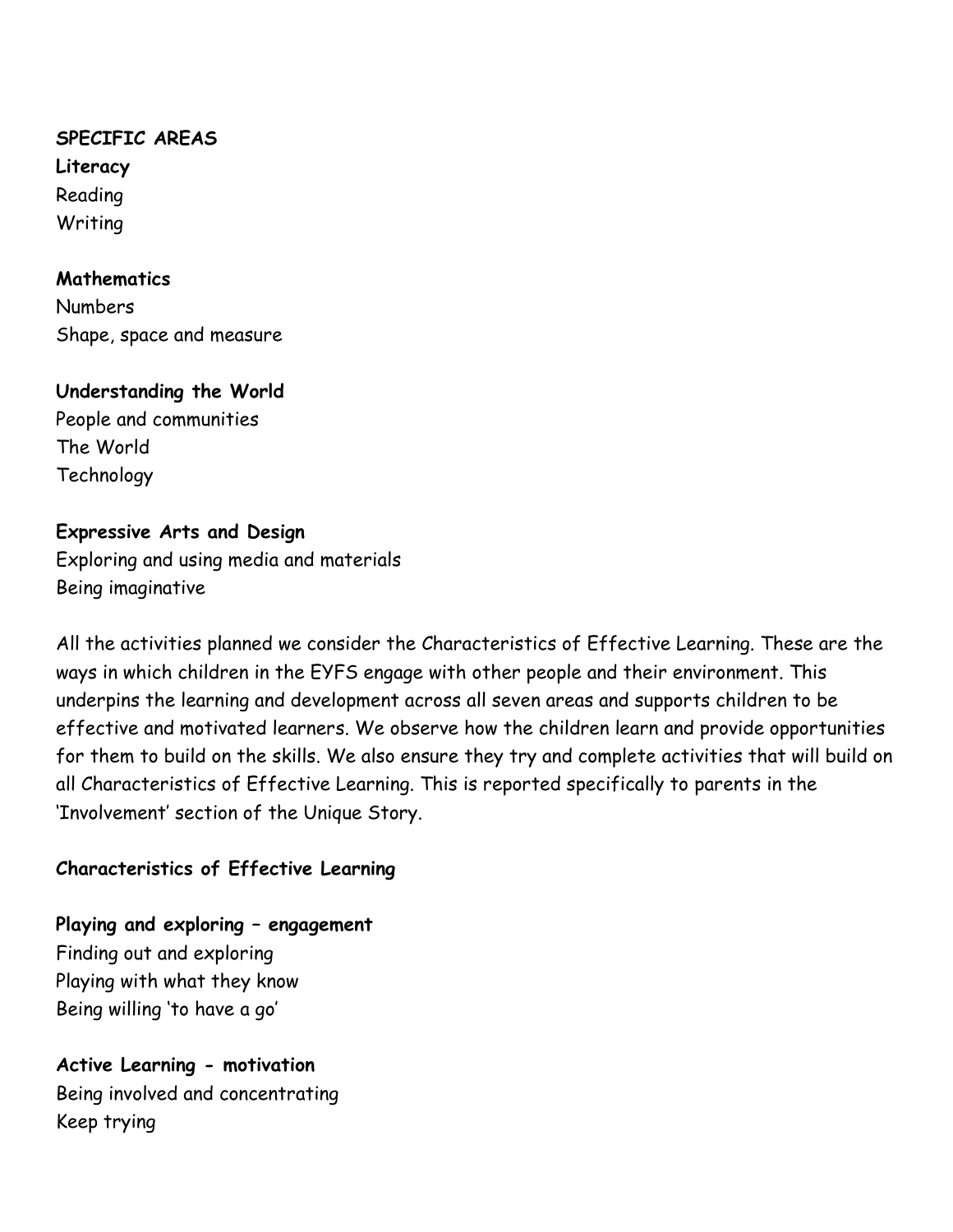**SPECIFIC AREAS**

**Literacy**
Reading
Writing

**Mathematics**
Numbers
Shape, space and measure

**Understanding the World**
People and communities
The World
Technology

**Expressive Arts and Design**
Exploring and using media and materials
Being imaginative

All the activities planned we consider the Characteristics of Effective Learning. These are the ways in which children in the EYFS engage with other people and their environment. This underpins the learning and development across all seven areas and supports children to be effective and motivated learners. We observe how the children learn and provide opportunities for them to build on the skills. We also ensure they try and complete activities that will build on all Characteristics of Effective Learning. This is reported specifically to parents in the 'Involvement' section of the Unique Story.

**Characteristics of Effective Learning**

**Playing and exploring – engagement**
Finding out and exploring
Playing with what they know
Being willing 'to have a go'

**Active Learning - motivation**
Being involved and concentrating
Keep trying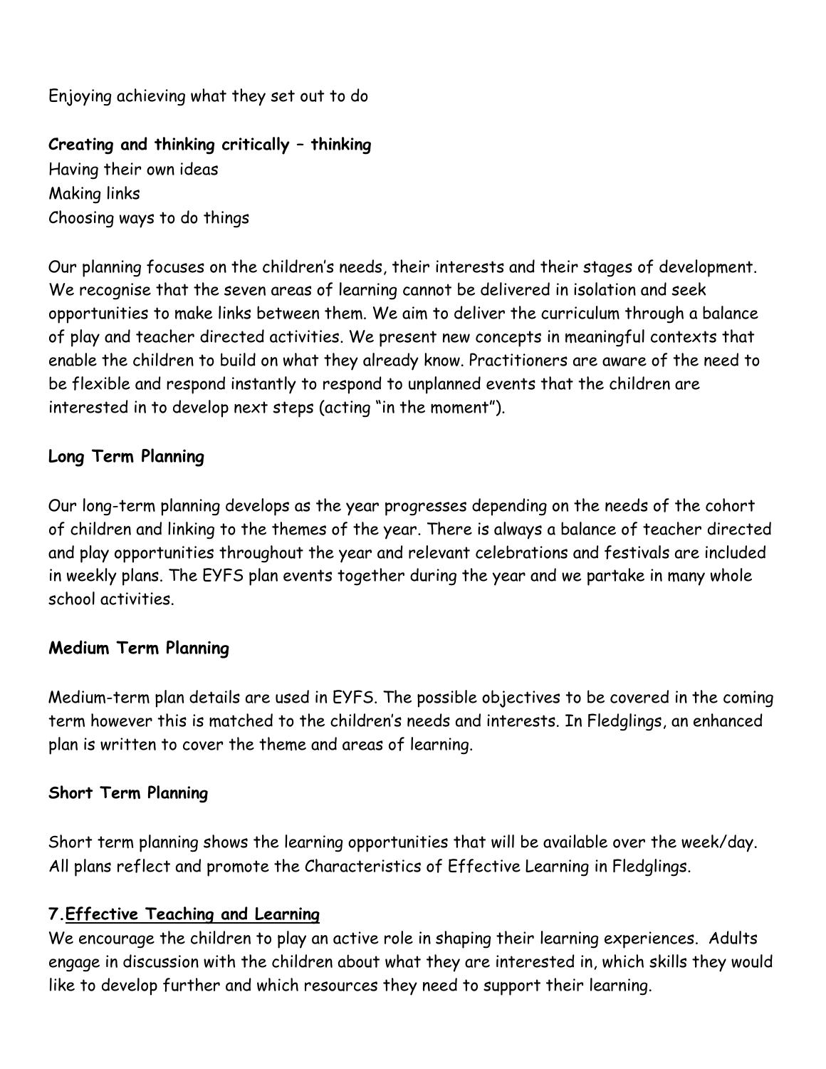Enjoying achieving what they set out to do

**Creating and thinking critically – thinking**
Having their own ideas
Making links
Choosing ways to do things

Our planning focuses on the children's needs, their interests and their stages of development. We recognise that the seven areas of learning cannot be delivered in isolation and seek opportunities to make links between them. We aim to deliver the curriculum through a balance of play and teacher directed activities. We present new concepts in meaningful contexts that enable the children to build on what they already know. Practitioners are aware of the need to be flexible and respond instantly to respond to unplanned events that the children are interested in to develop next steps (acting "in the moment").

### Long Term Planning

Our long-term planning develops as the year progresses depending on the needs of the cohort of children and linking to the themes of the year. There is always a balance of teacher directed and play opportunities throughout the year and relevant celebrations and festivals are included in weekly plans. The EYFS plan events together during the year and we partake in many whole school activities.

### Medium Term Planning

Medium-term plan details are used in EYFS. The possible objectives to be covered in the coming term however this is matched to the children's needs and interests. In Fledglings, an enhanced plan is written to cover the theme and areas of learning.

### Short Term Planning

Short term planning shows the learning opportunities that will be available over the week/day. All plans reflect and promote the Characteristics of Effective Learning in Fledglings.

## 7. Effective Teaching and Learning

We encourage the children to play an active role in shaping their learning experiences. Adults engage in discussion with the children about what they are interested in, which skills they would like to develop further and which resources they need to support their learning.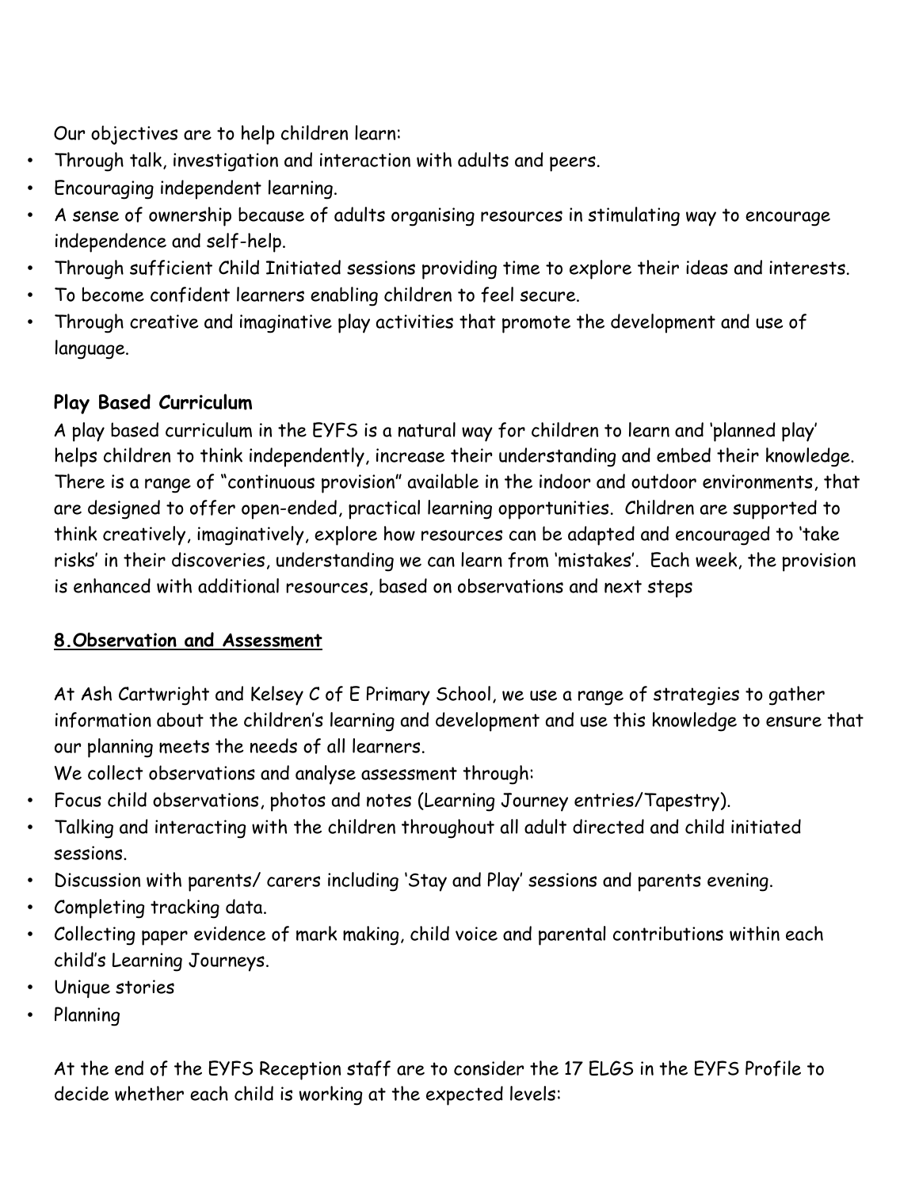Our objectives are to help children learn:

- Through talk, investigation and interaction with adults and peers.
- Encouraging independent learning.
- A sense of ownership because of adults organising resources in stimulating way to encourage independence and self-help.
- Through sufficient Child Initiated sessions providing time to explore their ideas and interests.
- To become confident learners enabling children to feel secure.
- Through creative and imaginative play activities that promote the development and use of language.

**Play Based Curriculum**

A play based curriculum in the EYFS is a natural way for children to learn and 'planned play' helps children to think independently, increase their understanding and embed their knowledge. There is a range of "continuous provision" available in the indoor and outdoor environments, that are designed to offer open-ended, practical learning opportunities. Children are supported to think creatively, imaginatively, explore how resources can be adapted and encouraged to 'take risks' in their discoveries, understanding we can learn from 'mistakes'. Each week, the provision is enhanced with additional resources, based on observations and next steps

## 8.Observation and Assessment

At Ash Cartwright and Kelsey C of E Primary School, we use a range of strategies to gather information about the children's learning and development and use this knowledge to ensure that our planning meets the needs of all learners.

We collect observations and analyse assessment through:

- Focus child observations, photos and notes (Learning Journey entries/Tapestry).
- Talking and interacting with the children throughout all adult directed and child initiated sessions.
- Discussion with parents/ carers including 'Stay and Play' sessions and parents evening.
- Completing tracking data.
- Collecting paper evidence of mark making, child voice and parental contributions within each child's Learning Journeys.
- Unique stories
- Planning

At the end of the EYFS Reception staff are to consider the 17 ELGS in the EYFS Profile to decide whether each child is working at the expected levels: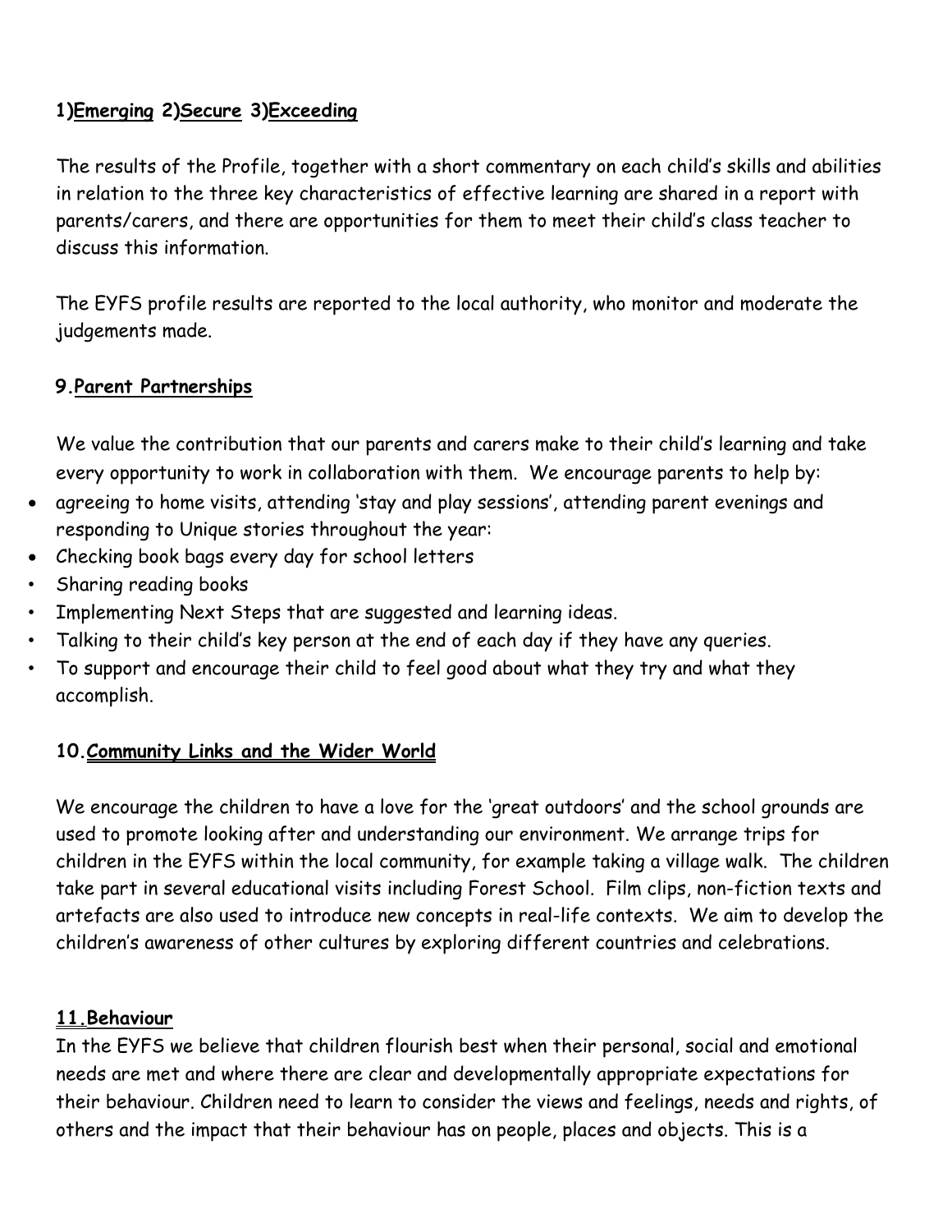**1)<u>Emerging</u> 2)<u>Secure</u> 3)<u>Exceeding</u>**

The results of the Profile, together with a short commentary on each child's skills and abilities in relation to the three key characteristics of effective learning are shared in a report with parents/carers, and there are opportunities for them to meet their child's class teacher to discuss this information.

The EYFS profile results are reported to the local authority, who monitor and moderate the judgements made.

## 9. Parent Partnerships

We value the contribution that our parents and carers make to their child's learning and take every opportunity to work in collaboration with them. We encourage parents to help by:

- agreeing to home visits, attending 'stay and play sessions', attending parent evenings and responding to Unique stories throughout the year:
- Checking book bags every day for school letters
- Sharing reading books
- Implementing Next Steps that are suggested and learning ideas.
- Talking to their child's key person at the end of each day if they have any queries.
- To support and encourage their child to feel good about what they try and what they accomplish.

## 10. Community Links and the Wider World

We encourage the children to have a love for the 'great outdoors' and the school grounds are used to promote looking after and understanding our environment. We arrange trips for children in the EYFS within the local community, for example taking a village walk. The children take part in several educational visits including Forest School. Film clips, non-fiction texts and artefacts are also used to introduce new concepts in real-life contexts. We aim to develop the children's awareness of other cultures by exploring different countries and celebrations.

## 11. Behaviour

In the EYFS we believe that children flourish best when their personal, social and emotional needs are met and where there are clear and developmentally appropriate expectations for their behaviour. Children need to learn to consider the views and feelings, needs and rights, of others and the impact that their behaviour has on people, places and objects. This is a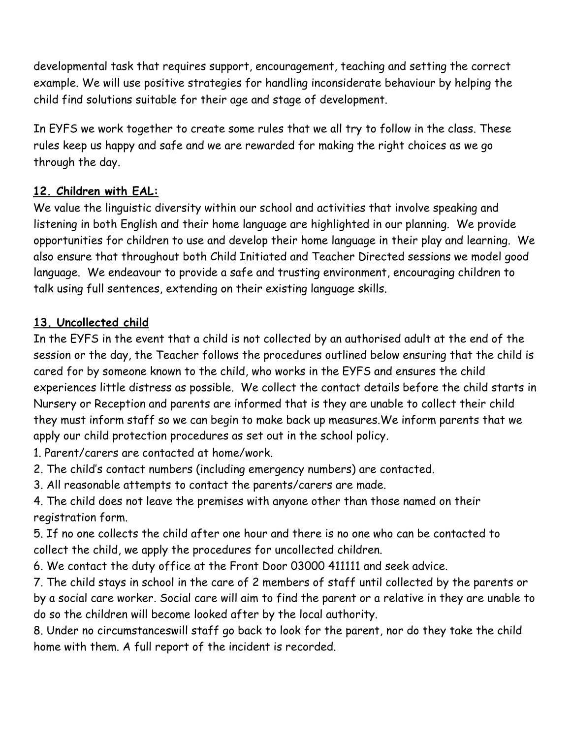developmental task that requires support, encouragement, teaching and setting the correct example. We will use positive strategies for handling inconsiderate behaviour by helping the child find solutions suitable for their age and stage of development.

In EYFS we work together to create some rules that we all try to follow in the class. These rules keep us happy and safe and we are rewarded for making the right choices as we go through the day.

## **12. Children with EAL:**

We value the linguistic diversity within our school and activities that involve speaking and listening in both English and their home language are highlighted in our planning. We provide opportunities for children to use and develop their home language in their play and learning. We also ensure that throughout both Child Initiated and Teacher Directed sessions we model good language. We endeavour to provide a safe and trusting environment, encouraging children to talk using full sentences, extending on their existing language skills.

## **13. Uncollected child**

In the EYFS in the event that a child is not collected by an authorised adult at the end of the session or the day, the Teacher follows the procedures outlined below ensuring that the child is cared for by someone known to the child, who works in the EYFS and ensures the child experiences little distress as possible. We collect the contact details before the child starts in Nursery or Reception and parents are informed that is they are unable to collect their child they must inform staff so we can begin to make back up measures.We inform parents that we apply our child protection procedures as set out in the school policy.

1. Parent/carers are contacted at home/work.
2. The child's contact numbers (including emergency numbers) are contacted.
3. All reasonable attempts to contact the parents/carers are made.
4. The child does not leave the premises with anyone other than those named on their registration form.
5. If no one collects the child after one hour and there is no one who can be contacted to collect the child, we apply the procedures for uncollected children.
6. We contact the duty office at the Front Door 03000 411111 and seek advice.
7. The child stays in school in the care of 2 members of staff until collected by the parents or by a social care worker. Social care will aim to find the parent or a relative in they are unable to do so the children will become looked after by the local authority.
8. Under no circumstanceswill staff go back to look for the parent, nor do they take the child home with them. A full report of the incident is recorded.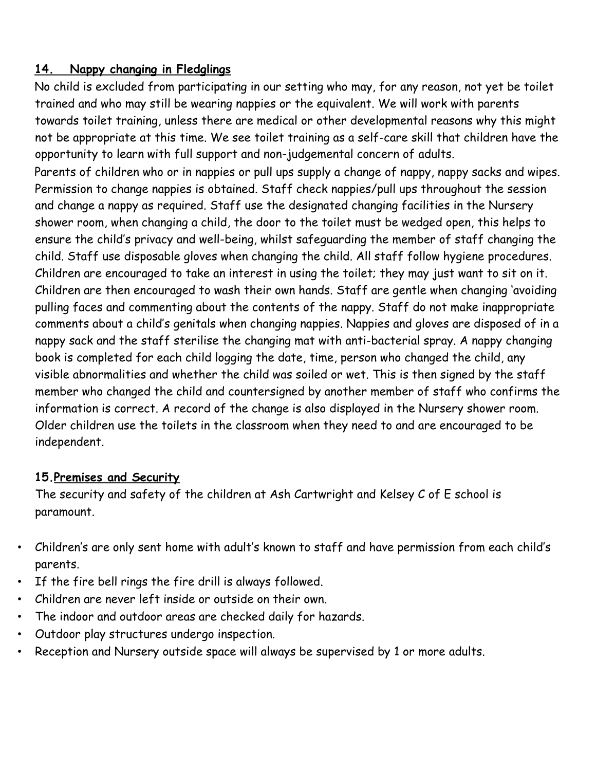## 14. Nappy changing in Fledglings

No child is excluded from participating in our setting who may, for any reason, not yet be toilet trained and who may still be wearing nappies or the equivalent. We will work with parents towards toilet training, unless there are medical or other developmental reasons why this might not be appropriate at this time. We see toilet training as a self-care skill that children have the opportunity to learn with full support and non-judgemental concern of adults.

Parents of children who or in nappies or pull ups supply a change of nappy, nappy sacks and wipes. Permission to change nappies is obtained. Staff check nappies/pull ups throughout the session and change a nappy as required. Staff use the designated changing facilities in the Nursery shower room, when changing a child, the door to the toilet must be wedged open, this helps to ensure the child's privacy and well-being, whilst safeguarding the member of staff changing the child. Staff use disposable gloves when changing the child. All staff follow hygiene procedures. Children are encouraged to take an interest in using the toilet; they may just want to sit on it. Children are then encouraged to wash their own hands. Staff are gentle when changing 'avoiding pulling faces and commenting about the contents of the nappy. Staff do not make inappropriate comments about a child's genitals when changing nappies. Nappies and gloves are disposed of in a nappy sack and the staff sterilise the changing mat with anti-bacterial spray. A nappy changing book is completed for each child logging the date, time, person who changed the child, any visible abnormalities and whether the child was soiled or wet. This is then signed by the staff member who changed the child and countersigned by another member of staff who confirms the information is correct. A record of the change is also displayed in the Nursery shower room. Older children use the toilets in the classroom when they need to and are encouraged to be independent.

## 15. Premises and Security

The security and safety of the children at Ash Cartwright and Kelsey C of E school is paramount.

- Children's are only sent home with adult's known to staff and have permission from each child's parents.
- If the fire bell rings the fire drill is always followed.
- Children are never left inside or outside on their own.
- The indoor and outdoor areas are checked daily for hazards.
- Outdoor play structures undergo inspection.
- Reception and Nursery outside space will always be supervised by 1 or more adults.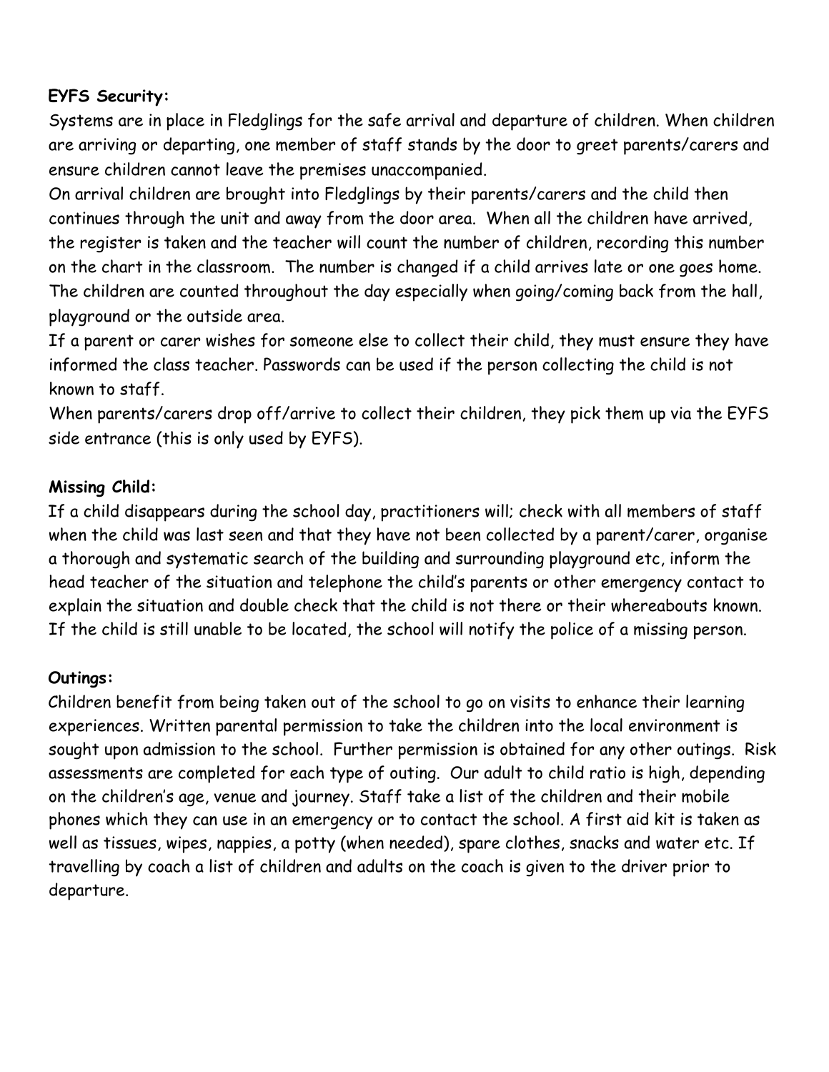**EYFS Security:**

Systems are in place in Fledglings for the safe arrival and departure of children. When children are arriving or departing, one member of staff stands by the door to greet parents/carers and ensure children cannot leave the premises unaccompanied.

On arrival children are brought into Fledglings by their parents/carers and the child then continues through the unit and away from the door area. When all the children have arrived, the register is taken and the teacher will count the number of children, recording this number on the chart in the classroom. The number is changed if a child arrives late or one goes home. The children are counted throughout the day especially when going/coming back from the hall, playground or the outside area.

If a parent or carer wishes for someone else to collect their child, they must ensure they have informed the class teacher. Passwords can be used if the person collecting the child is not known to staff.

When parents/carers drop off/arrive to collect their children, they pick them up via the EYFS side entrance (this is only used by EYFS).

**Missing Child:**

If a child disappears during the school day, practitioners will; check with all members of staff when the child was last seen and that they have not been collected by a parent/carer, organise a thorough and systematic search of the building and surrounding playground etc, inform the head teacher of the situation and telephone the child's parents or other emergency contact to explain the situation and double check that the child is not there or their whereabouts known. If the child is still unable to be located, the school will notify the police of a missing person.

**Outings:**

Children benefit from being taken out of the school to go on visits to enhance their learning experiences. Written parental permission to take the children into the local environment is sought upon admission to the school. Further permission is obtained for any other outings. Risk assessments are completed for each type of outing. Our adult to child ratio is high, depending on the children's age, venue and journey. Staff take a list of the children and their mobile phones which they can use in an emergency or to contact the school. A first aid kit is taken as well as tissues, wipes, nappies, a potty (when needed), spare clothes, snacks and water etc. If travelling by coach a list of children and adults on the coach is given to the driver prior to departure.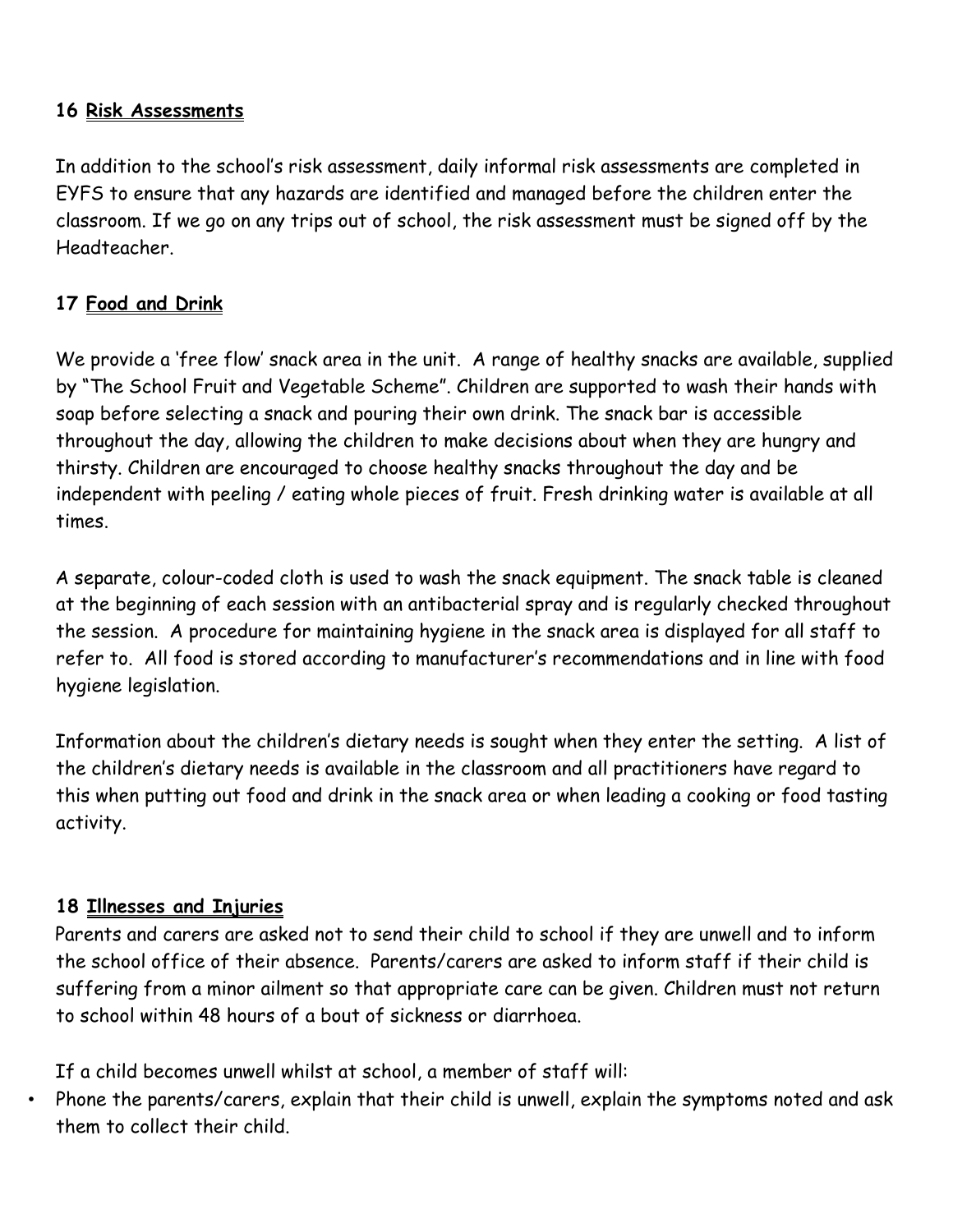## 16 Risk Assessments

In addition to the school's risk assessment, daily informal risk assessments are completed in EYFS to ensure that any hazards are identified and managed before the children enter the classroom. If we go on any trips out of school, the risk assessment must be signed off by the Headteacher.

## 17 Food and Drink

We provide a 'free flow' snack area in the unit. A range of healthy snacks are available, supplied by "The School Fruit and Vegetable Scheme". Children are supported to wash their hands with soap before selecting a snack and pouring their own drink. The snack bar is accessible throughout the day, allowing the children to make decisions about when they are hungry and thirsty. Children are encouraged to choose healthy snacks throughout the day and be independent with peeling / eating whole pieces of fruit. Fresh drinking water is available at all times.

A separate, colour-coded cloth is used to wash the snack equipment. The snack table is cleaned at the beginning of each session with an antibacterial spray and is regularly checked throughout the session. A procedure for maintaining hygiene in the snack area is displayed for all staff to refer to. All food is stored according to manufacturer's recommendations and in line with food hygiene legislation.

Information about the children's dietary needs is sought when they enter the setting. A list of the children's dietary needs is available in the classroom and all practitioners have regard to this when putting out food and drink in the snack area or when leading a cooking or food tasting activity.

## 18 Illnesses and Injuries

Parents and carers are asked not to send their child to school if they are unwell and to inform the school office of their absence. Parents/carers are asked to inform staff if their child is suffering from a minor ailment so that appropriate care can be given. Children must not return to school within 48 hours of a bout of sickness or diarrhoea.

If a child becomes unwell whilst at school, a member of staff will:

- Phone the parents/carers, explain that their child is unwell, explain the symptoms noted and ask them to collect their child.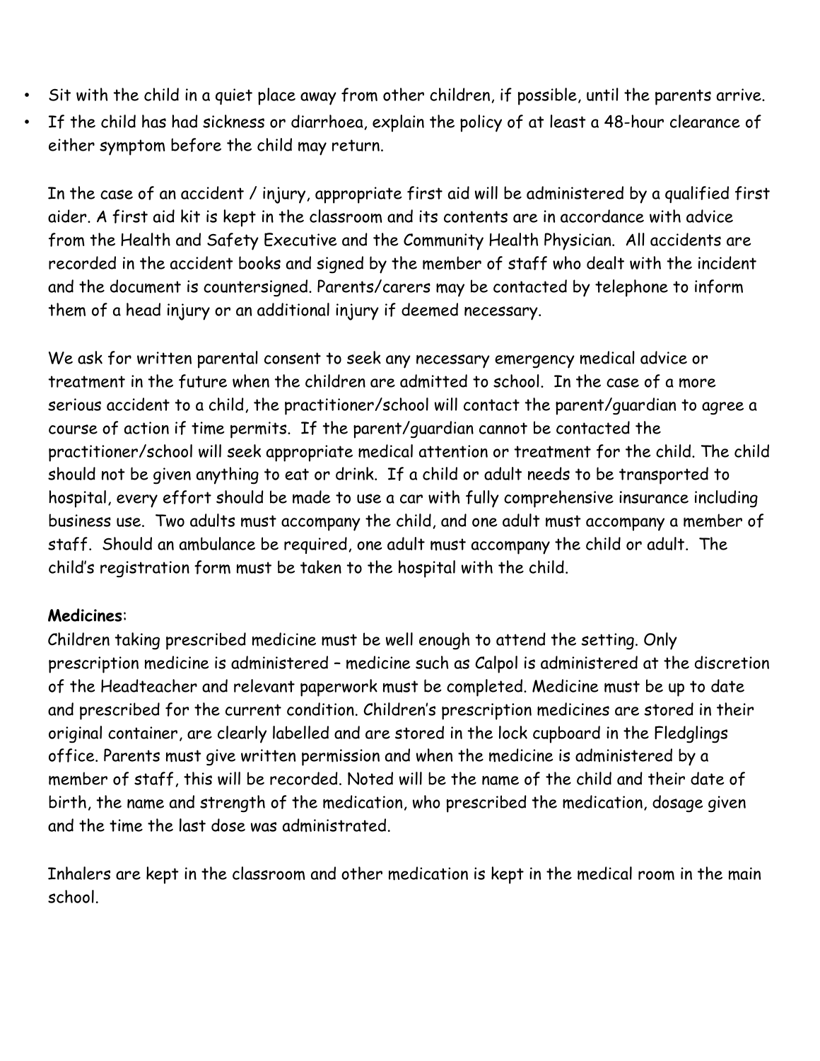- Sit with the child in a quiet place away from other children, if possible, until the parents arrive.
- If the child has had sickness or diarrhoea, explain the policy of at least a 48-hour clearance of either symptom before the child may return.

In the case of an accident / injury, appropriate first aid will be administered by a qualified first aider. A first aid kit is kept in the classroom and its contents are in accordance with advice from the Health and Safety Executive and the Community Health Physician. All accidents are recorded in the accident books and signed by the member of staff who dealt with the incident and the document is countersigned. Parents/carers may be contacted by telephone to inform them of a head injury or an additional injury if deemed necessary.

We ask for written parental consent to seek any necessary emergency medical advice or treatment in the future when the children are admitted to school. In the case of a more serious accident to a child, the practitioner/school will contact the parent/guardian to agree a course of action if time permits. If the parent/guardian cannot be contacted the practitioner/school will seek appropriate medical attention or treatment for the child. The child should not be given anything to eat or drink. If a child or adult needs to be transported to hospital, every effort should be made to use a car with fully comprehensive insurance including business use. Two adults must accompany the child, and one adult must accompany a member of staff. Should an ambulance be required, one adult must accompany the child or adult. The child's registration form must be taken to the hospital with the child.

**Medicines**:
Children taking prescribed medicine must be well enough to attend the setting. Only prescription medicine is administered – medicine such as Calpol is administered at the discretion of the Headteacher and relevant paperwork must be completed. Medicine must be up to date and prescribed for the current condition. Children's prescription medicines are stored in their original container, are clearly labelled and are stored in the lock cupboard in the Fledglings office. Parents must give written permission and when the medicine is administered by a member of staff, this will be recorded. Noted will be the name of the child and their date of birth, the name and strength of the medication, who prescribed the medication, dosage given and the time the last dose was administrated.

Inhalers are kept in the classroom and other medication is kept in the medical room in the main school.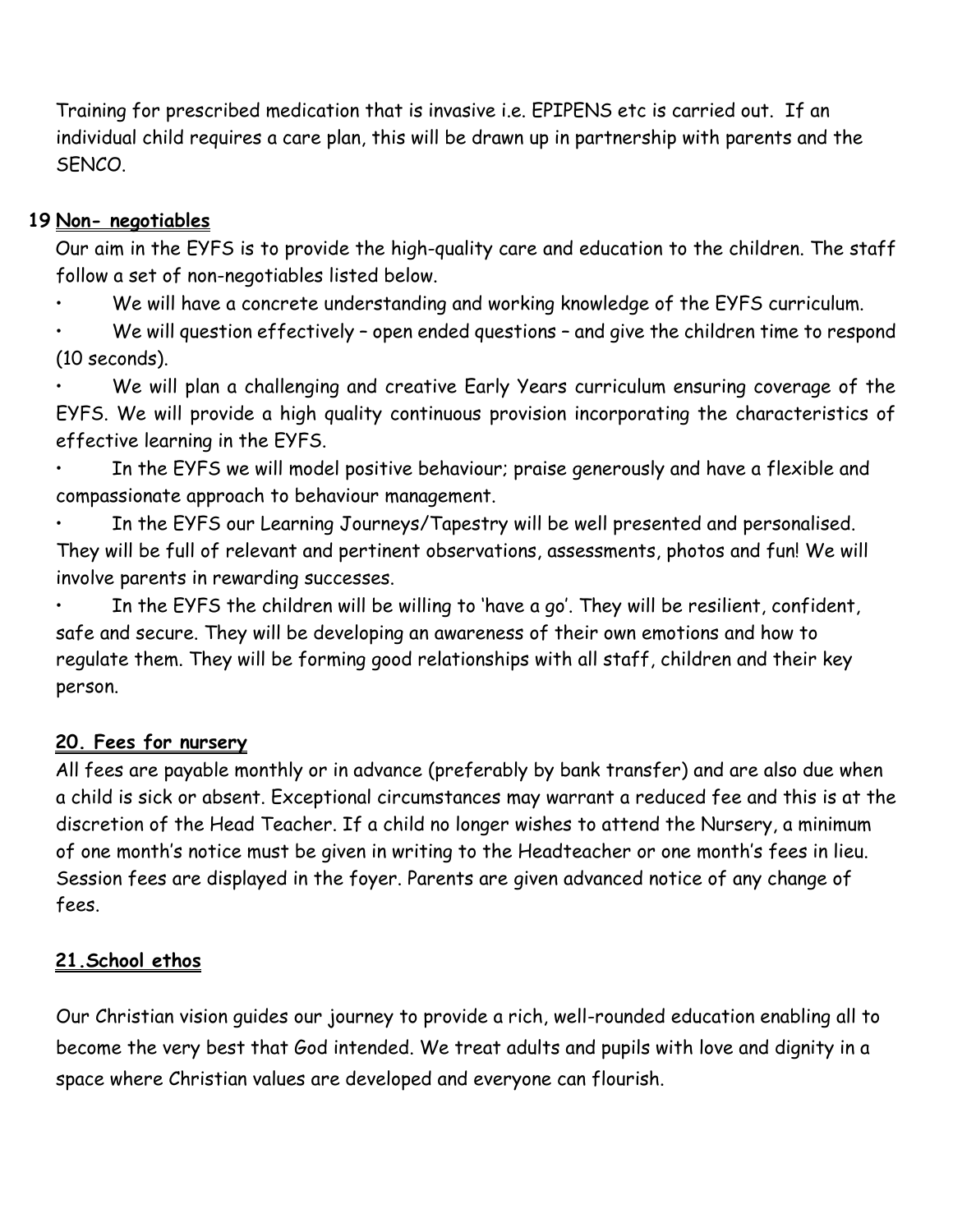Training for prescribed medication that is invasive i.e. EPIPENS etc is carried out. If an individual child requires a care plan, this will be drawn up in partnership with parents and the SENCO.

## 19 Non- negotiables

Our aim in the EYFS is to provide the high-quality care and education to the children. The staff follow a set of non-negotiables listed below.

- We will have a concrete understanding and working knowledge of the EYFS curriculum.
- We will question effectively – open ended questions – and give the children time to respond (10 seconds).
- We will plan a challenging and creative Early Years curriculum ensuring coverage of the EYFS. We will provide a high quality continuous provision incorporating the characteristics of effective learning in the EYFS.
- In the EYFS we will model positive behaviour; praise generously and have a flexible and compassionate approach to behaviour management.
- In the EYFS our Learning Journeys/Tapestry will be well presented and personalised. They will be full of relevant and pertinent observations, assessments, photos and fun! We will involve parents in rewarding successes.
- In the EYFS the children will be willing to 'have a go'. They will be resilient, confident, safe and secure. They will be developing an awareness of their own emotions and how to regulate them. They will be forming good relationships with all staff, children and their key person.

## 20. Fees for nursery

All fees are payable monthly or in advance (preferably by bank transfer) and are also due when a child is sick or absent. Exceptional circumstances may warrant a reduced fee and this is at the discretion of the Head Teacher. If a child no longer wishes to attend the Nursery, a minimum of one month's notice must be given in writing to the Headteacher or one month's fees in lieu. Session fees are displayed in the foyer. Parents are given advanced notice of any change of fees.

## 21.School ethos

Our Christian vision guides our journey to provide a rich, well-rounded education enabling all to become the very best that God intended. We treat adults and pupils with love and dignity in a space where Christian values are developed and everyone can flourish.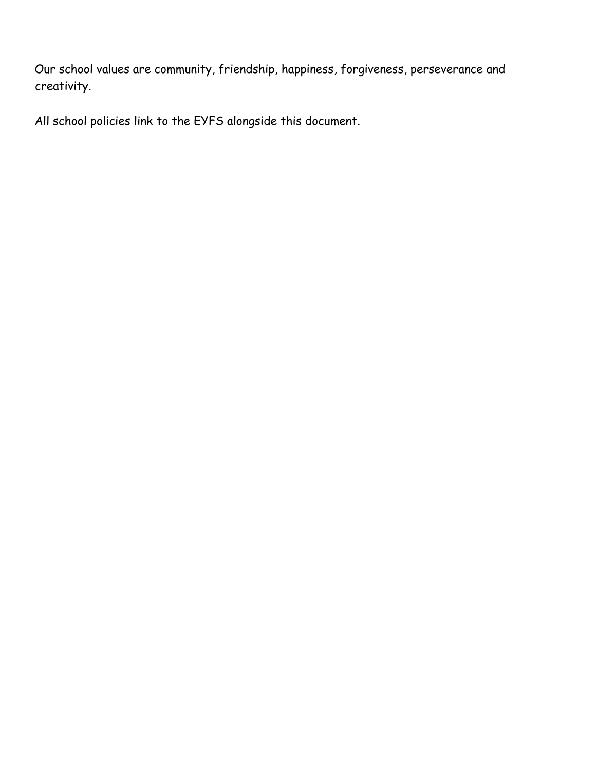Our school values are community, friendship, happiness, forgiveness, perseverance and creativity.

All school policies link to the EYFS alongside this document.